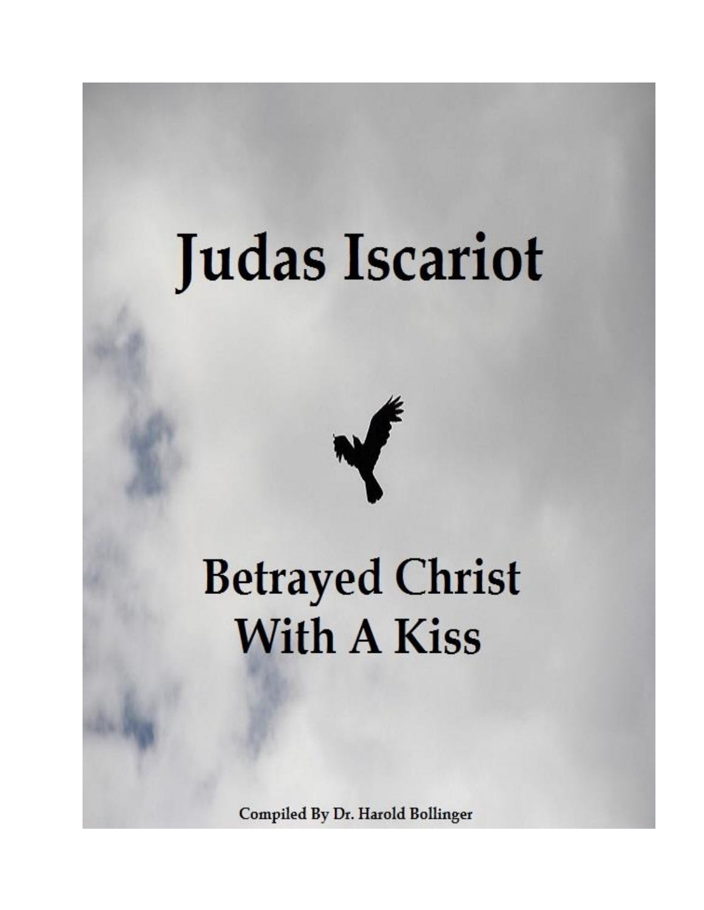# Judas Iscariot

## Betrayed Christ With A Kiss

**Compiled By Dr. Harold Bollinger**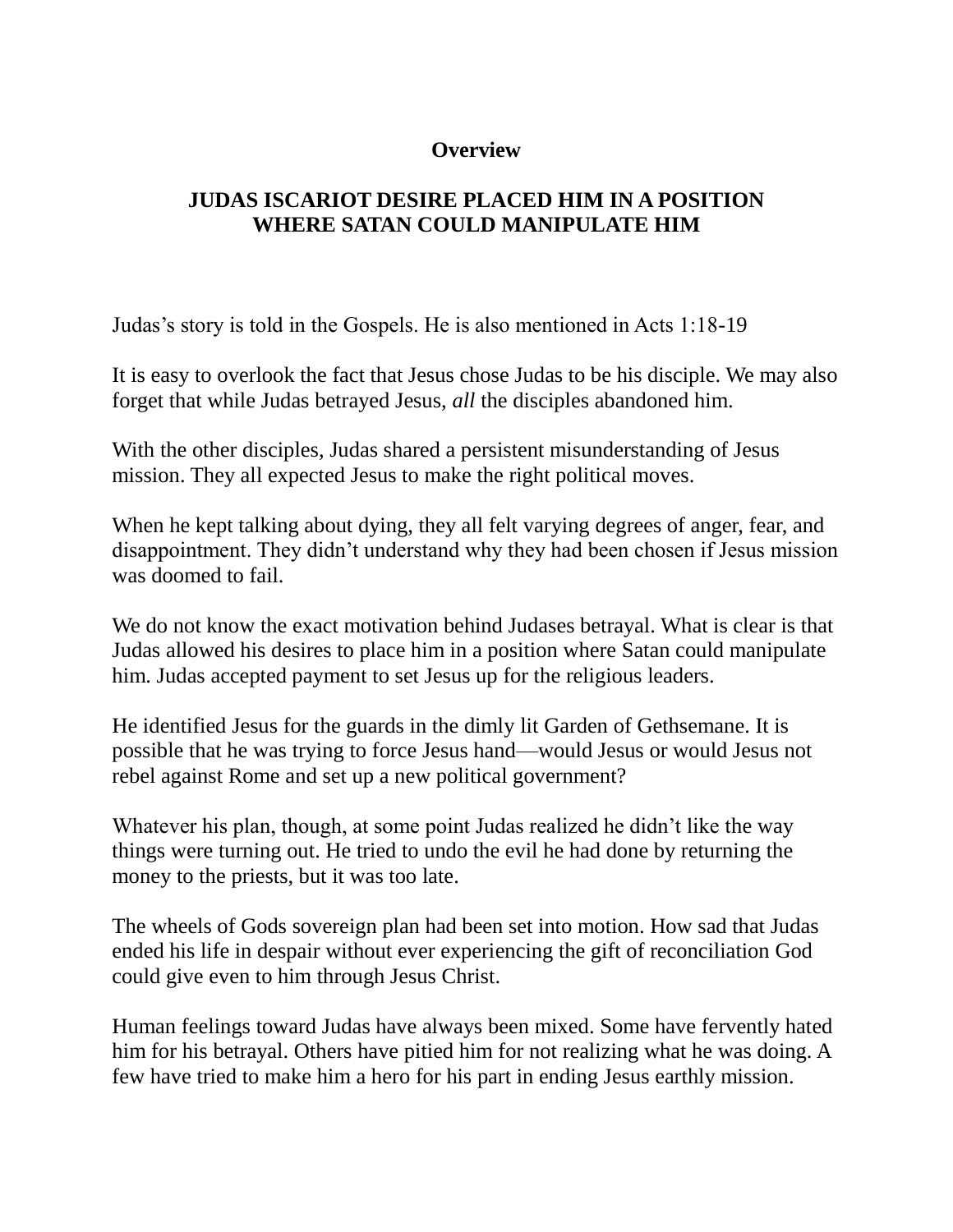**Overview**

## JUDAS ISCARIOT DESIRE PLACED HIM IN A POSITION WHERE SATAN COULD MANIPULATE HIM

Judas's story is told in the Gospels. He is also mentioned in Acts 1:18-19

It is easy to overlook the fact that Jesus chose Judas to be his disciple. We may also forget that while Judas betrayed Jesus, *all* the disciples abandoned him.

With the other disciples, Judas shared a persistent misunderstanding of Jesus mission. They all expected Jesus to make the right political moves.

When he kept talking about dying, they all felt varying degrees of anger, fear, and disappointment. They didn't understand why they had been chosen if Jesus mission was doomed to fail.

We do not know the exact motivation behind Judases betrayal. What is clear is that Judas allowed his desires to place him in a position where Satan could manipulate him. Judas accepted payment to set Jesus up for the religious leaders.

He identified Jesus for the guards in the dimly lit Garden of Gethsemane. It is possible that he was trying to force Jesus hand—would Jesus or would Jesus not rebel against Rome and set up a new political government?

Whatever his plan, though, at some point Judas realized he didn't like the way things were turning out. He tried to undo the evil he had done by returning the money to the priests, but it was too late.

The wheels of Gods sovereign plan had been set into motion. How sad that Judas ended his life in despair without ever experiencing the gift of reconciliation God could give even to him through Jesus Christ.

Human feelings toward Judas have always been mixed. Some have fervently hated him for his betrayal. Others have pitied him for not realizing what he was doing. A few have tried to make him a hero for his part in ending Jesus earthly mission.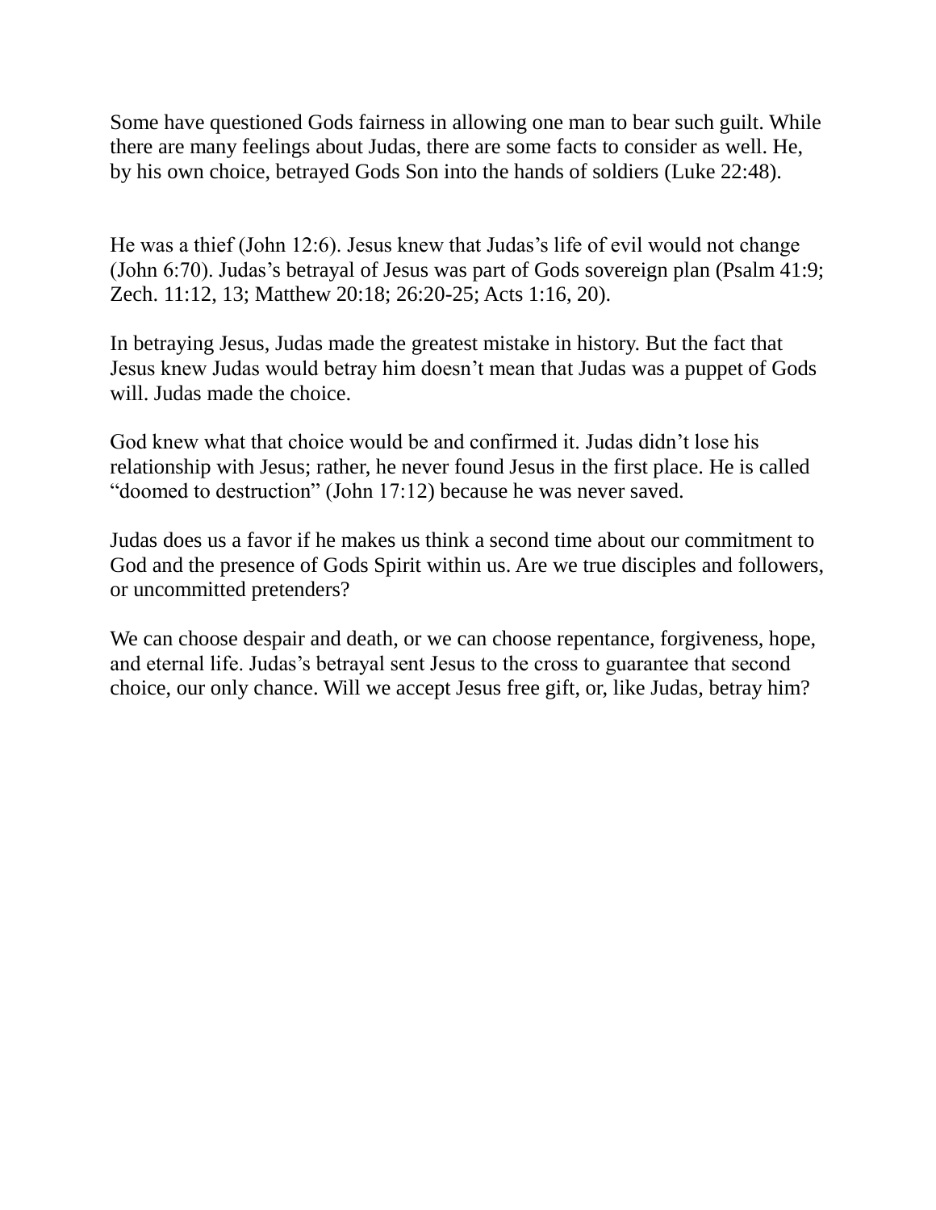Some have questioned Gods fairness in allowing one man to bear such guilt. While there are many feelings about Judas, there are some facts to consider as well. He, by his own choice, betrayed Gods Son into the hands of soldiers (Luke 22:48).

He was a thief (John 12:6). Jesus knew that Judas's life of evil would not change (John 6:70). Judas's betrayal of Jesus was part of Gods sovereign plan (Psalm 41:9; Zech. 11:12, 13; Matthew 20:18; 26:20-25; Acts 1:16, 20).

In betraying Jesus, Judas made the greatest mistake in history. But the fact that Jesus knew Judas would betray him doesn't mean that Judas was a puppet of Gods will. Judas made the choice.

God knew what that choice would be and confirmed it. Judas didn't lose his relationship with Jesus; rather, he never found Jesus in the first place. He is called "doomed to destruction" (John 17:12) because he was never saved.

Judas does us a favor if he makes us think a second time about our commitment to God and the presence of Gods Spirit within us. Are we true disciples and followers, or uncommitted pretenders?

We can choose despair and death, or we can choose repentance, forgiveness, hope, and eternal life. Judas's betrayal sent Jesus to the cross to guarantee that second choice, our only chance. Will we accept Jesus free gift, or, like Judas, betray him?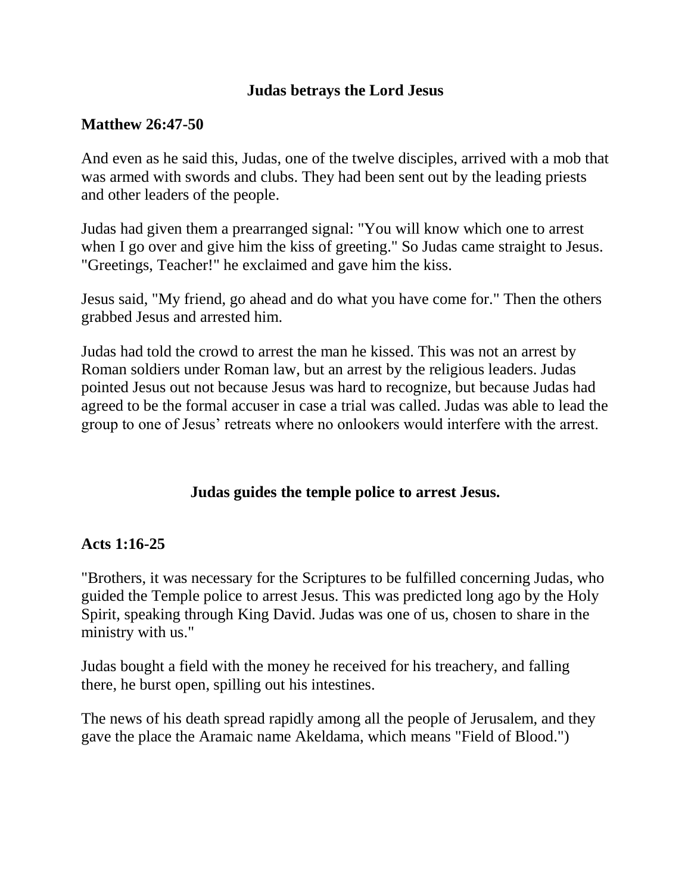**Judas betrays the Lord Jesus**

**Matthew 26:47-50**

And even as he said this, Judas, one of the twelve disciples, arrived with a mob that was armed with swords and clubs. They had been sent out by the leading priests and other leaders of the people.

Judas had given them a prearranged signal: "You will know which one to arrest when I go over and give him the kiss of greeting." So Judas came straight to Jesus. "Greetings, Teacher!" he exclaimed and gave him the kiss.

Jesus said, "My friend, go ahead and do what you have come for." Then the others grabbed Jesus and arrested him.

Judas had told the crowd to arrest the man he kissed. This was not an arrest by Roman soldiers under Roman law, but an arrest by the religious leaders. Judas pointed Jesus out not because Jesus was hard to recognize, but because Judas had agreed to be the formal accuser in case a trial was called. Judas was able to lead the group to one of Jesus' retreats where no onlookers would interfere with the arrest.

**Judas guides the temple police to arrest Jesus.**

**Acts 1:16-25**

"Brothers, it was necessary for the Scriptures to be fulfilled concerning Judas, who guided the Temple police to arrest Jesus. This was predicted long ago by the Holy Spirit, speaking through King David. Judas was one of us, chosen to share in the ministry with us."

Judas bought a field with the money he received for his treachery, and falling there, he burst open, spilling out his intestines.

The news of his death spread rapidly among all the people of Jerusalem, and they gave the place the Aramaic name Akeldama, which means "Field of Blood.")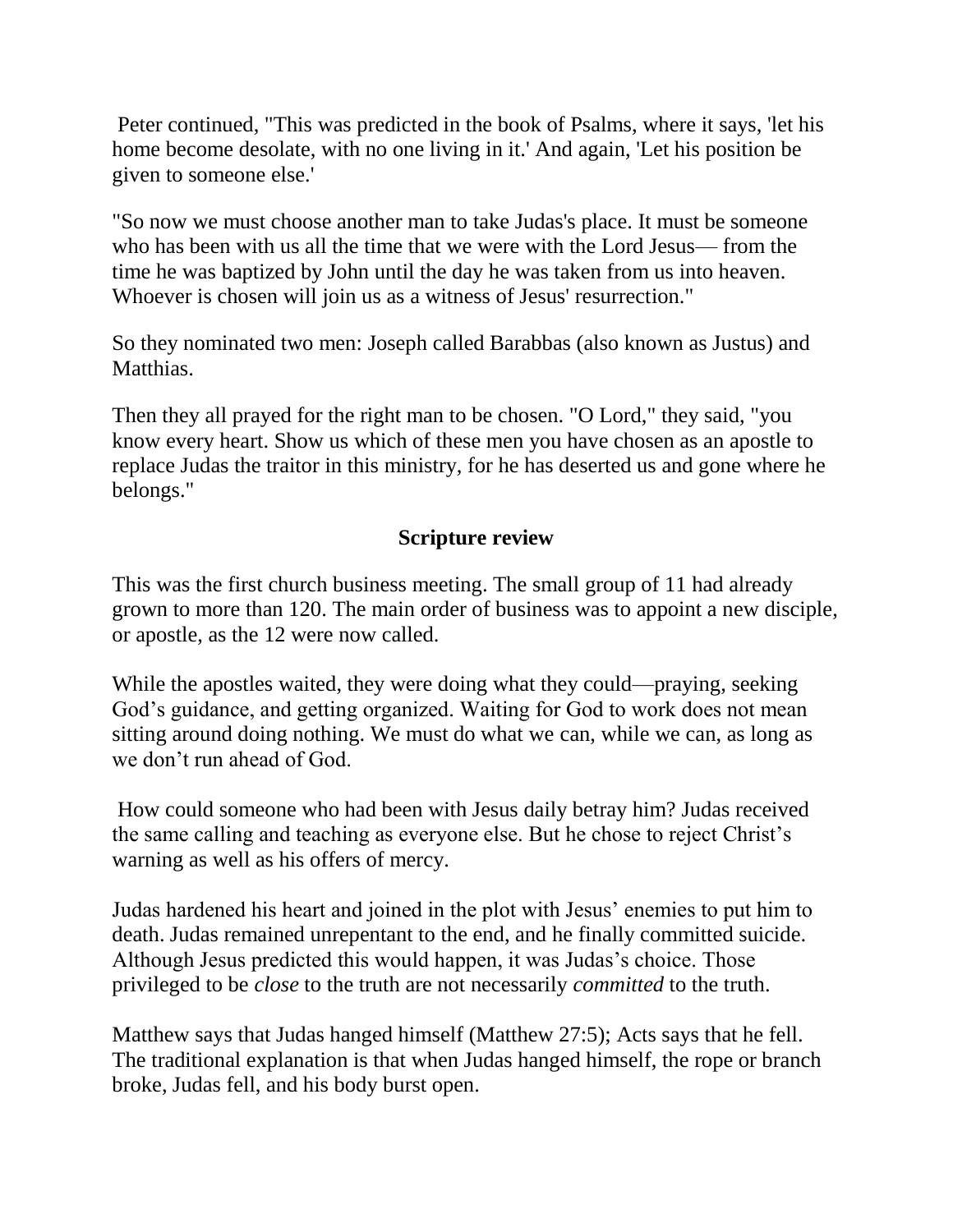Peter continued, "This was predicted in the book of Psalms, where it says, 'let his home become desolate, with no one living in it.' And again, 'Let his position be given to someone else.'

"So now we must choose another man to take Judas's place. It must be someone who has been with us all the time that we were with the Lord Jesus— from the time he was baptized by John until the day he was taken from us into heaven. Whoever is chosen will join us as a witness of Jesus' resurrection."

So they nominated two men: Joseph called Barabbas (also known as Justus) and Matthias.

Then they all prayed for the right man to be chosen. "O Lord," they said, "you know every heart. Show us which of these men you have chosen as an apostle to replace Judas the traitor in this ministry, for he has deserted us and gone where he belongs."

## Scripture review

This was the first church business meeting. The small group of 11 had already grown to more than 120. The main order of business was to appoint a new disciple, or apostle, as the 12 were now called.

While the apostles waited, they were doing what they could—praying, seeking God's guidance, and getting organized. Waiting for God to work does not mean sitting around doing nothing. We must do what we can, while we can, as long as we don't run ahead of God.

How could someone who had been with Jesus daily betray him? Judas received the same calling and teaching as everyone else. But he chose to reject Christ's warning as well as his offers of mercy.

Judas hardened his heart and joined in the plot with Jesus' enemies to put him to death. Judas remained unrepentant to the end, and he finally committed suicide. Although Jesus predicted this would happen, it was Judas's choice. Those privileged to be *close* to the truth are not necessarily *committed* to the truth.

Matthew says that Judas hanged himself (Matthew 27:5); Acts says that he fell. The traditional explanation is that when Judas hanged himself, the rope or branch broke, Judas fell, and his body burst open.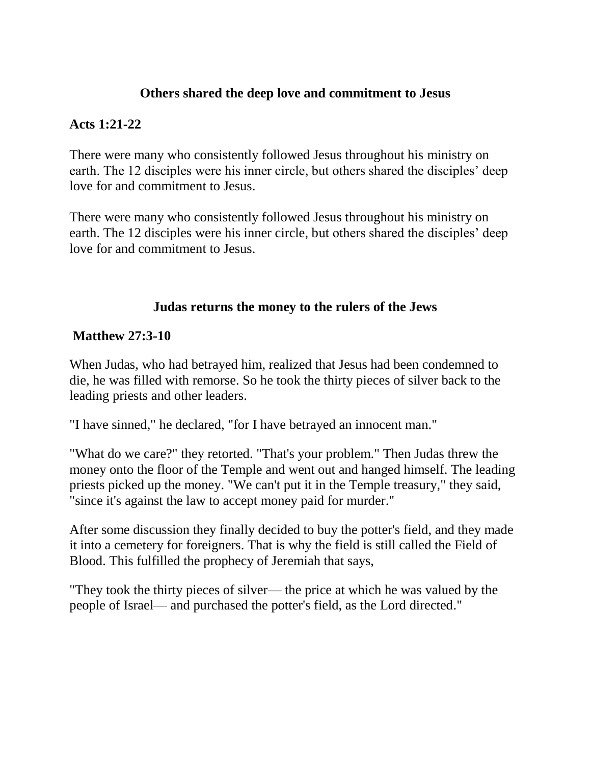### Others shared the deep love and commitment to Jesus

**Acts 1:21-22**

There were many who consistently followed Jesus throughout his ministry on earth. The 12 disciples were his inner circle, but others shared the disciples' deep love for and commitment to Jesus.

There were many who consistently followed Jesus throughout his ministry on earth. The 12 disciples were his inner circle, but others shared the disciples' deep love for and commitment to Jesus.

### Judas returns the money to the rulers of the Jews

**Matthew 27:3-10**

When Judas, who had betrayed him, realized that Jesus had been condemned to die, he was filled with remorse. So he took the thirty pieces of silver back to the leading priests and other leaders.

"I have sinned," he declared, "for I have betrayed an innocent man."

"What do we care?" they retorted. "That's your problem." Then Judas threw the money onto the floor of the Temple and went out and hanged himself. The leading priests picked up the money. "We can't put it in the Temple treasury," they said, "since it's against the law to accept money paid for murder."

After some discussion they finally decided to buy the potter's field, and they made it into a cemetery for foreigners. That is why the field is still called the Field of Blood. This fulfilled the prophecy of Jeremiah that says,

"They took the thirty pieces of silver— the price at which he was valued by the people of Israel— and purchased the potter's field, as the Lord directed."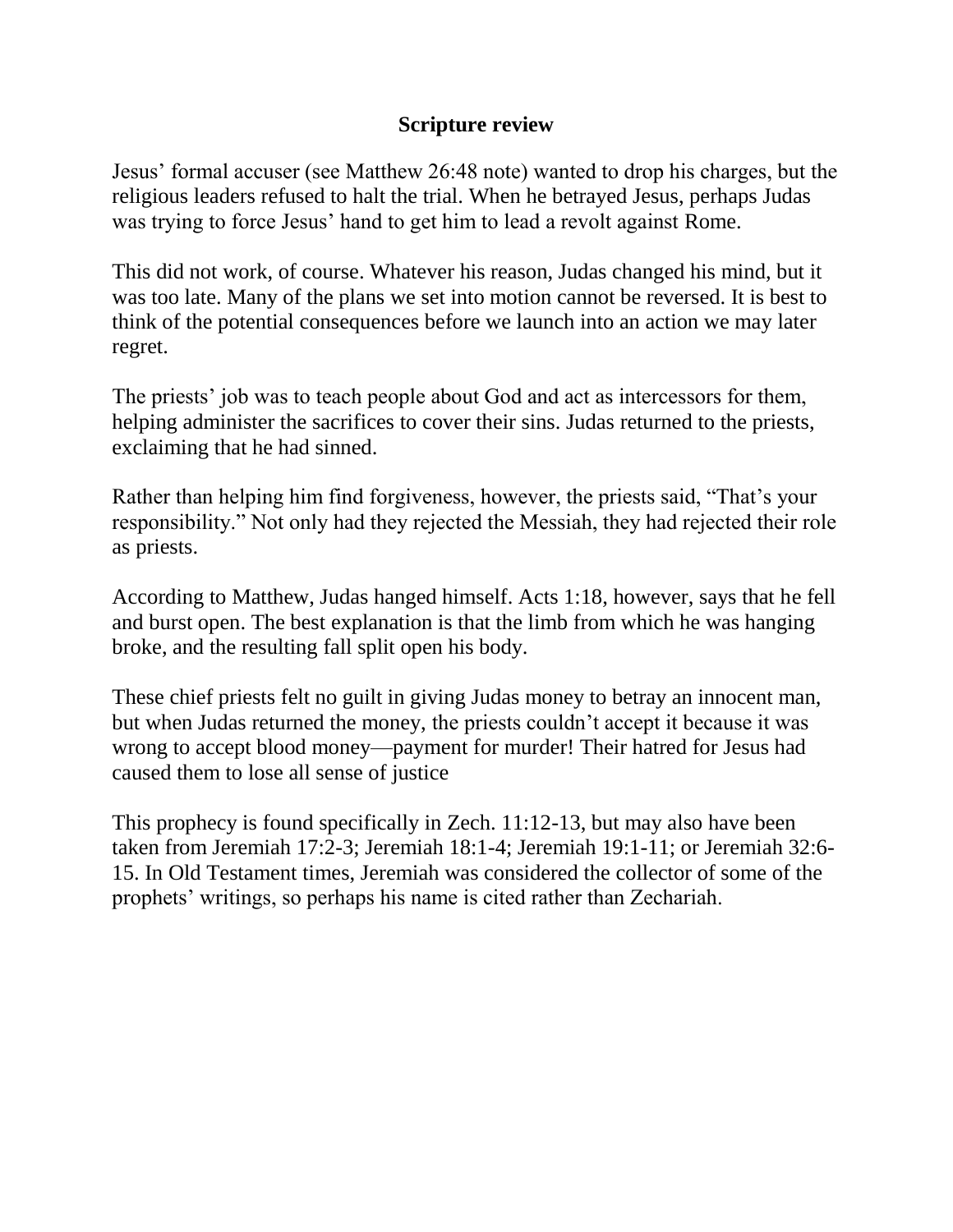## Scripture review

Jesus' formal accuser (see Matthew 26:48 note) wanted to drop his charges, but the religious leaders refused to halt the trial. When he betrayed Jesus, perhaps Judas was trying to force Jesus' hand to get him to lead a revolt against Rome.

This did not work, of course. Whatever his reason, Judas changed his mind, but it was too late. Many of the plans we set into motion cannot be reversed. It is best to think of the potential consequences before we launch into an action we may later regret.

The priests' job was to teach people about God and act as intercessors for them, helping administer the sacrifices to cover their sins. Judas returned to the priests, exclaiming that he had sinned.

Rather than helping him find forgiveness, however, the priests said, "That's your responsibility." Not only had they rejected the Messiah, they had rejected their role as priests.

According to Matthew, Judas hanged himself. Acts 1:18, however, says that he fell and burst open. The best explanation is that the limb from which he was hanging broke, and the resulting fall split open his body.

These chief priests felt no guilt in giving Judas money to betray an innocent man, but when Judas returned the money, the priests couldn't accept it because it was wrong to accept blood money—payment for murder! Their hatred for Jesus had caused them to lose all sense of justice

This prophecy is found specifically in Zech. 11:12-13, but may also have been taken from Jeremiah 17:2-3; Jeremiah 18:1-4; Jeremiah 19:1-11; or Jeremiah 32:6-15. In Old Testament times, Jeremiah was considered the collector of some of the prophets' writings, so perhaps his name is cited rather than Zechariah.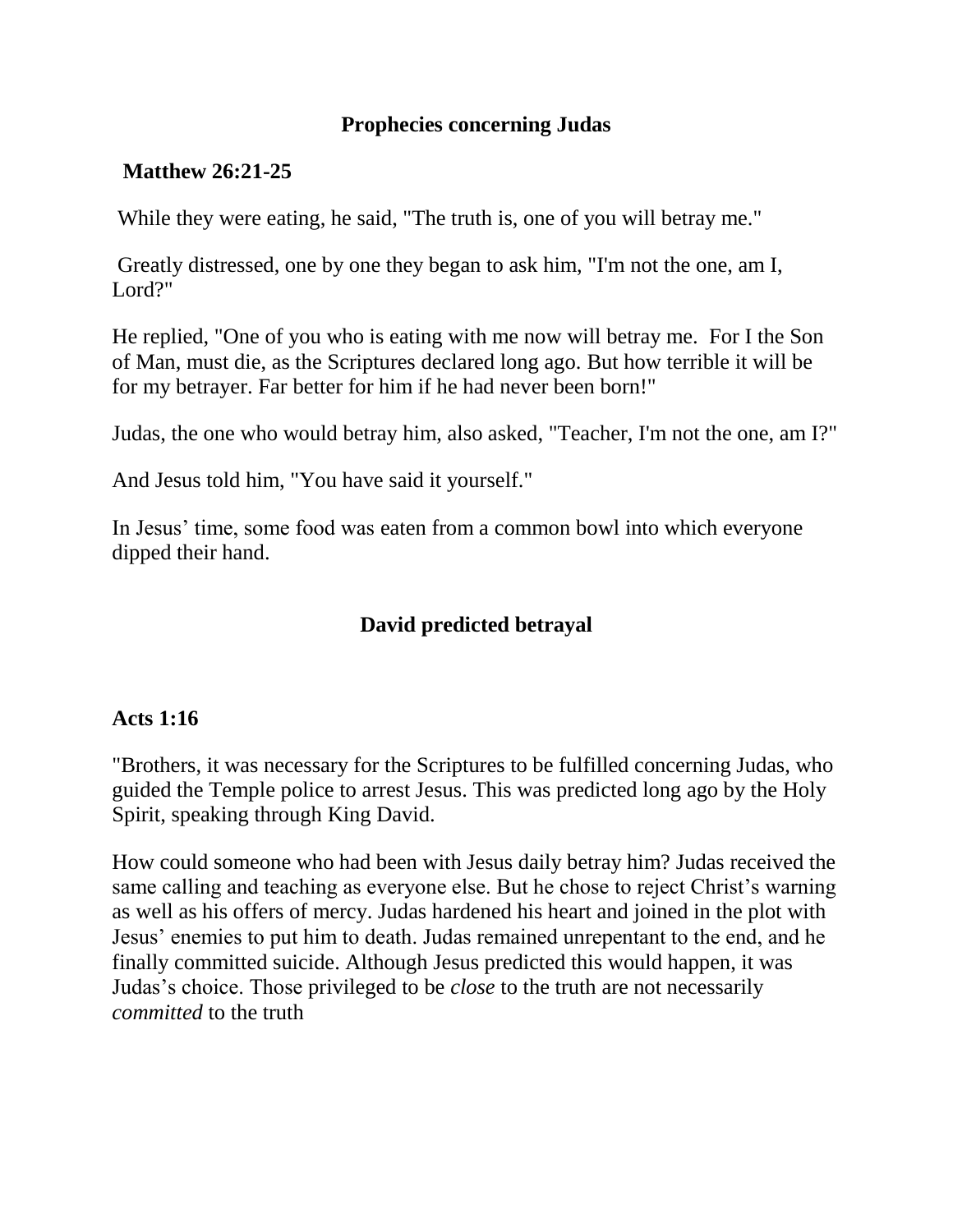## Prophecies concerning Judas

**Matthew 26:21-25**

While they were eating, he said, "The truth is, one of you will betray me."

Greatly distressed, one by one they began to ask him, "I'm not the one, am I, Lord?"

He replied, "One of you who is eating with me now will betray me. For I the Son of Man, must die, as the Scriptures declared long ago. But how terrible it will be for my betrayer. Far better for him if he had never been born!"

Judas, the one who would betray him, also asked, "Teacher, I'm not the one, am I?"

And Jesus told him, "You have said it yourself."

In Jesus' time, some food was eaten from a common bowl into which everyone dipped their hand.

## David predicted betrayal

**Acts 1:16**

"Brothers, it was necessary for the Scriptures to be fulfilled concerning Judas, who guided the Temple police to arrest Jesus. This was predicted long ago by the Holy Spirit, speaking through King David.

How could someone who had been with Jesus daily betray him? Judas received the same calling and teaching as everyone else. But he chose to reject Christ's warning as well as his offers of mercy. Judas hardened his heart and joined in the plot with Jesus' enemies to put him to death. Judas remained unrepentant to the end, and he finally committed suicide. Although Jesus predicted this would happen, it was Judas's choice. Those privileged to be *close* to the truth are not necessarily *committed* to the truth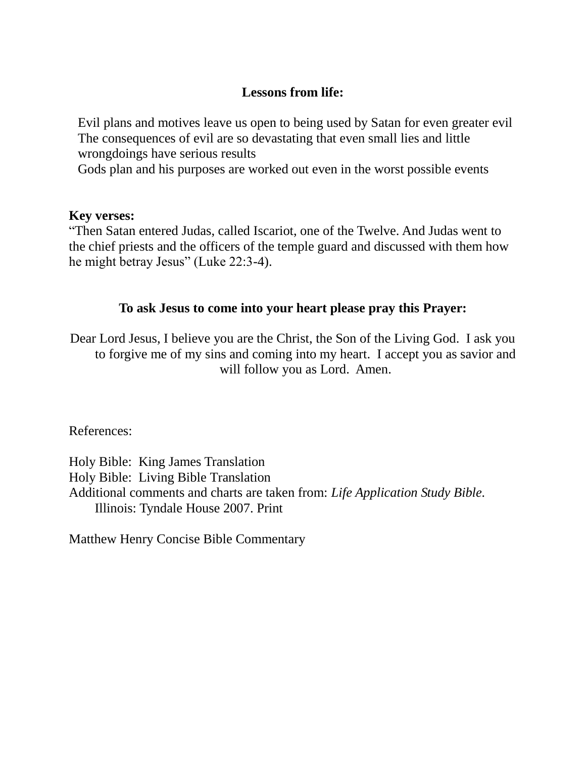**Lessons from life:**

Evil plans and motives leave us open to being used by Satan for even greater evil
The consequences of evil are so devastating that even small lies and little wrongdoings have serious results
Gods plan and his purposes are worked out even in the worst possible events

**Key verses:**
"Then Satan entered Judas, called Iscariot, one of the Twelve. And Judas went to the chief priests and the officers of the temple guard and discussed with them how he might betray Jesus" (Luke 22:3-4).

**To ask Jesus to come into your heart please pray this Prayer:**

Dear Lord Jesus, I believe you are the Christ, the Son of the Living God. I ask you to forgive me of my sins and coming into my heart. I accept you as savior and will follow you as Lord. Amen.

References:

Holy Bible: King James Translation
Holy Bible: Living Bible Translation
Additional comments and charts are taken from: *Life Application Study Bible*. Illinois: Tyndale House 2007. Print

Matthew Henry Concise Bible Commentary